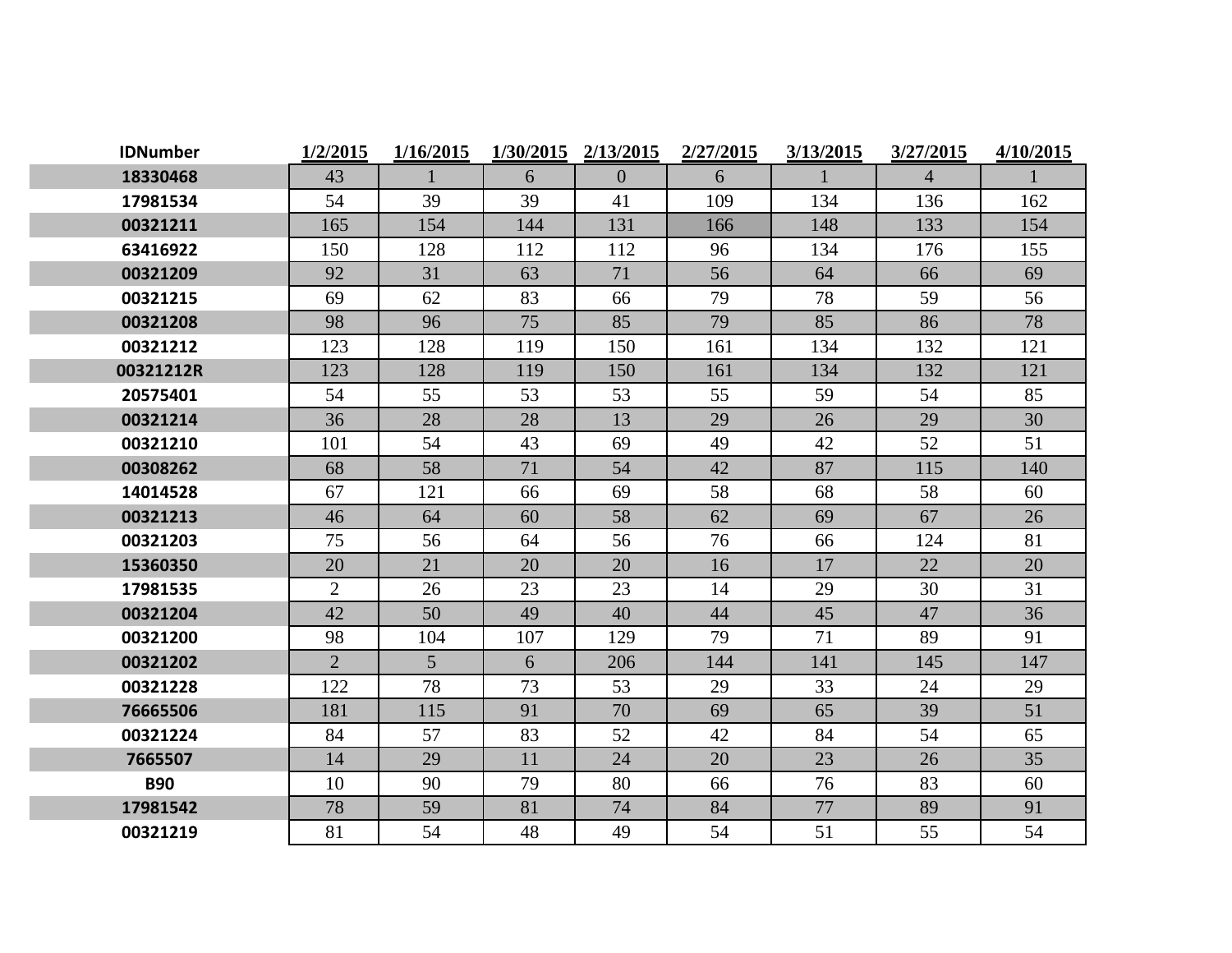| IDNumber | 1/2/2015 | 1/16/2015 | 1/30/2015 | 2/13/2015 | 2/27/2015 | 3/13/2015 | 3/27/2015 | 4/10/2015 |
|---|---|---|---|---|---|---|---|---|
| 18330468 | 43 | 1 | 6 | 0 | 6 | 1 | 4 | 1 |
| 17981534 | 54 | 39 | 39 | 41 | 109 | 134 | 136 | 162 |
| 00321211 | 165 | 154 | 144 | 131 | 166 | 148 | 133 | 154 |
| 63416922 | 150 | 128 | 112 | 112 | 96 | 134 | 176 | 155 |
| 00321209 | 92 | 31 | 63 | 71 | 56 | 64 | 66 | 69 |
| 00321215 | 69 | 62 | 83 | 66 | 79 | 78 | 59 | 56 |
| 00321208 | 98 | 96 | 75 | 85 | 79 | 85 | 86 | 78 |
| 00321212 | 123 | 128 | 119 | 150 | 161 | 134 | 132 | 121 |
| 00321212R | 123 | 128 | 119 | 150 | 161 | 134 | 132 | 121 |
| 20575401 | 54 | 55 | 53 | 53 | 55 | 59 | 54 | 85 |
| 00321214 | 36 | 28 | 28 | 13 | 29 | 26 | 29 | 30 |
| 00321210 | 101 | 54 | 43 | 69 | 49 | 42 | 52 | 51 |
| 00308262 | 68 | 58 | 71 | 54 | 42 | 87 | 115 | 140 |
| 14014528 | 67 | 121 | 66 | 69 | 58 | 68 | 58 | 60 |
| 00321213 | 46 | 64 | 60 | 58 | 62 | 69 | 67 | 26 |
| 00321203 | 75 | 56 | 64 | 56 | 76 | 66 | 124 | 81 |
| 15360350 | 20 | 21 | 20 | 20 | 16 | 17 | 22 | 20 |
| 17981535 | 2 | 26 | 23 | 23 | 14 | 29 | 30 | 31 |
| 00321204 | 42 | 50 | 49 | 40 | 44 | 45 | 47 | 36 |
| 00321200 | 98 | 104 | 107 | 129 | 79 | 71 | 89 | 91 |
| 00321202 | 2 | 5 | 6 | 206 | 144 | 141 | 145 | 147 |
| 00321228 | 122 | 78 | 73 | 53 | 29 | 33 | 24 | 29 |
| 76665506 | 181 | 115 | 91 | 70 | 69 | 65 | 39 | 51 |
| 00321224 | 84 | 57 | 83 | 52 | 42 | 84 | 54 | 65 |
| 7665507 | 14 | 29 | 11 | 24 | 20 | 23 | 26 | 35 |
| B90 | 10 | 90 | 79 | 80 | 66 | 76 | 83 | 60 |
| 17981542 | 78 | 59 | 81 | 74 | 84 | 77 | 89 | 91 |
| 00321219 | 81 | 54 | 48 | 49 | 54 | 51 | 55 | 54 |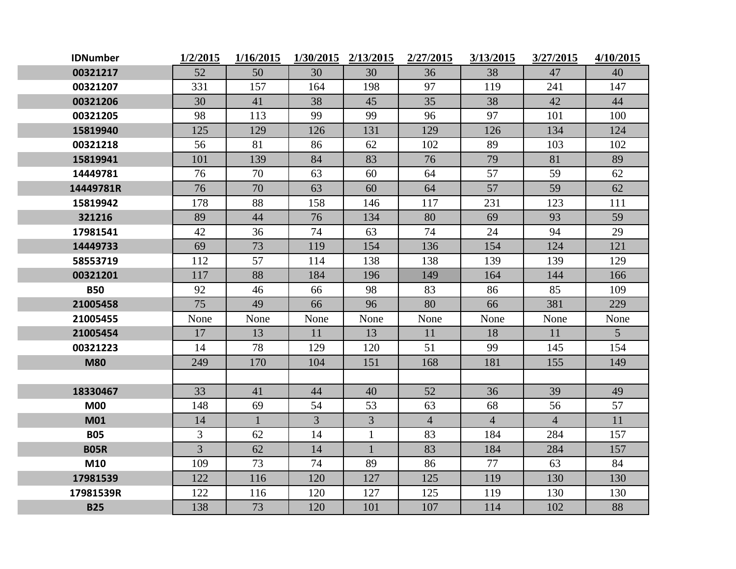| IDNumber | 1/2/2015 | 1/16/2015 | 1/30/2015 | 2/13/2015 | 2/27/2015 | 3/13/2015 | 3/27/2015 | 4/10/2015 |
|---|---|---|---|---|---|---|---|---|
| 00321217 | 52 | 50 | 30 | 30 | 36 | 38 | 47 | 40 |
| 00321207 | 331 | 157 | 164 | 198 | 97 | 119 | 241 | 147 |
| 00321206 | 30 | 41 | 38 | 45 | 35 | 38 | 42 | 44 |
| 00321205 | 98 | 113 | 99 | 99 | 96 | 97 | 101 | 100 |
| 15819940 | 125 | 129 | 126 | 131 | 129 | 126 | 134 | 124 |
| 00321218 | 56 | 81 | 86 | 62 | 102 | 89 | 103 | 102 |
| 15819941 | 101 | 139 | 84 | 83 | 76 | 79 | 81 | 89 |
| 14449781 | 76 | 70 | 63 | 60 | 64 | 57 | 59 | 62 |
| 14449781R | 76 | 70 | 63 | 60 | 64 | 57 | 59 | 62 |
| 15819942 | 178 | 88 | 158 | 146 | 117 | 231 | 123 | 111 |
| 321216 | 89 | 44 | 76 | 134 | 80 | 69 | 93 | 59 |
| 17981541 | 42 | 36 | 74 | 63 | 74 | 24 | 94 | 29 |
| 14449733 | 69 | 73 | 119 | 154 | 136 | 154 | 124 | 121 |
| 58553719 | 112 | 57 | 114 | 138 | 138 | 139 | 139 | 129 |
| 00321201 | 117 | 88 | 184 | 196 | 149 | 164 | 144 | 166 |
| B50 | 92 | 46 | 66 | 98 | 83 | 86 | 85 | 109 |
| 21005458 | 75 | 49 | 66 | 96 | 80 | 66 | 381 | 229 |
| 21005455 | None | None | None | None | None | None | None | None |
| 21005454 | 17 | 13 | 11 | 13 | 11 | 18 | 11 | 5 |
| 00321223 | 14 | 78 | 129 | 120 | 51 | 99 | 145 | 154 |
| M80 | 249 | 170 | 104 | 151 | 168 | 181 | 155 | 149 |
| | | | | | | | | |
| 18330467 | 33 | 41 | 44 | 40 | 52 | 36 | 39 | 49 |
| M00 | 148 | 69 | 54 | 53 | 63 | 68 | 56 | 57 |
| M01 | 14 | 1 | 3 | 3 | 4 | 4 | 4 | 11 |
| B05 | 3 | 62 | 14 | 1 | 83 | 184 | 284 | 157 |
| B05R | 3 | 62 | 14 | 1 | 83 | 184 | 284 | 157 |
| M10 | 109 | 73 | 74 | 89 | 86 | 77 | 63 | 84 |
| 17981539 | 122 | 116 | 120 | 127 | 125 | 119 | 130 | 130 |
| 17981539R | 122 | 116 | 120 | 127 | 125 | 119 | 130 | 130 |
| B25 | 138 | 73 | 120 | 101 | 107 | 114 | 102 | 88 |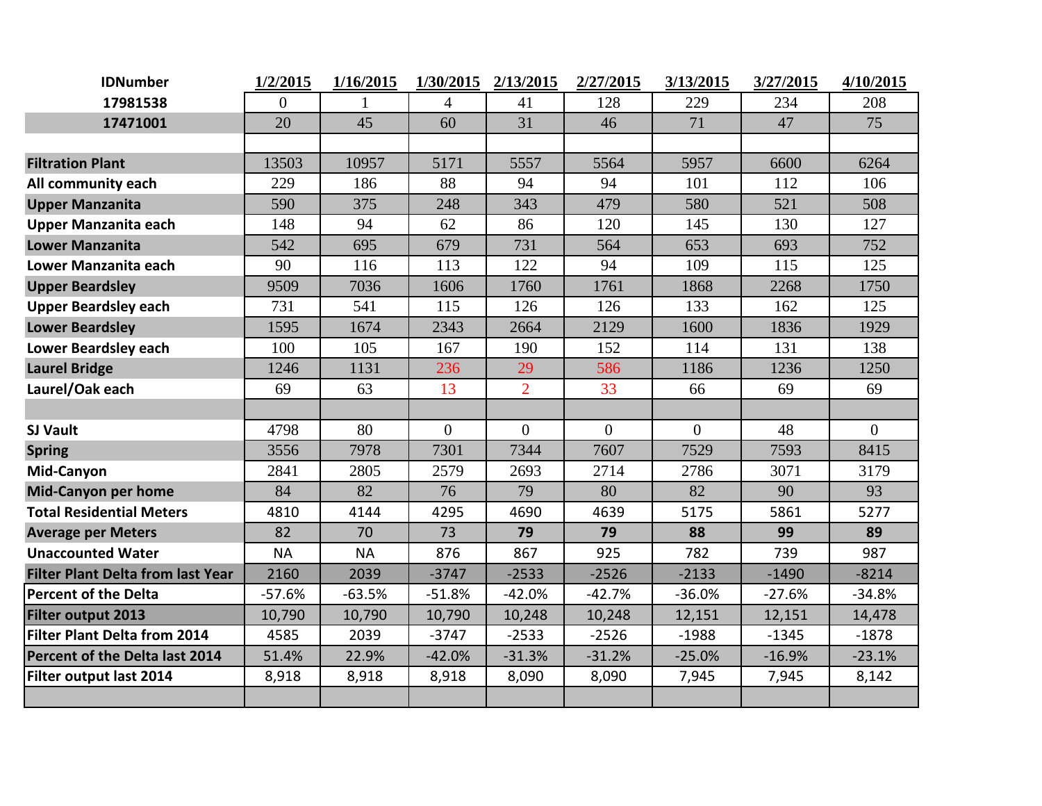| IDNumber | 1/2/2015 | 1/16/2015 | 1/30/2015 | 2/13/2015 | 2/27/2015 | 3/13/2015 | 3/27/2015 | 4/10/2015 |
|---|---|---|---|---|---|---|---|---|
| 17981538 | 0 | 1 | 4 | 41 | 128 | 229 | 234 | 208 |
| 17471001 | 20 | 45 | 60 | 31 | 46 | 71 | 47 | 75 |
| | | | | | | | | |
| **Filtration Plant** | 13503 | 10957 | 5171 | 5557 | 5564 | 5957 | 6600 | 6264 |
| **All community each** | 229 | 186 | 88 | 94 | 94 | 101 | 112 | 106 |
| **Upper Manzanita** | 590 | 375 | 248 | 343 | 479 | 580 | 521 | 508 |
| **Upper Manzanita each** | 148 | 94 | 62 | 86 | 120 | 145 | 130 | 127 |
| **Lower Manzanita** | 542 | 695 | 679 | 731 | 564 | 653 | 693 | 752 |
| **Lower Manzanita each** | 90 | 116 | 113 | 122 | 94 | 109 | 115 | 125 |
| **Upper Beardsley** | 9509 | 7036 | 1606 | 1760 | 1761 | 1868 | 2268 | 1750 |
| **Upper Beardsley each** | 731 | 541 | 115 | 126 | 126 | 133 | 162 | 125 |
| **Lower Beardsley** | 1595 | 1674 | 2343 | 2664 | 2129 | 1600 | 1836 | 1929 |
| **Lower Beardsley each** | 100 | 105 | 167 | 190 | 152 | 114 | 131 | 138 |
| **Laurel Bridge** | 1246 | 1131 | 236 | 29 | 586 | 1186 | 1236 | 1250 |
| **Laurel/Oak each** | 69 | 63 | 13 | 2 | 33 | 66 | 69 | 69 |
| | | | | | | | | |
| **SJ Vault** | 4798 | 80 | 0 | 0 | 0 | 0 | 48 | 0 |
| **Spring** | 3556 | 7978 | 7301 | 7344 | 7607 | 7529 | 7593 | 8415 |
| **Mid-Canyon** | 2841 | 2805 | 2579 | 2693 | 2714 | 2786 | 3071 | 3179 |
| **Mid-Canyon per home** | 84 | 82 | 76 | 79 | 80 | 82 | 90 | 93 |
| **Total Residential Meters** | 4810 | 4144 | 4295 | 4690 | 4639 | 5175 | 5861 | 5277 |
| **Average per Meters** | 82 | 70 | 73 | **79** | **79** | **88** | **99** | **89** |
| **Unaccounted Water** | NA | NA | 876 | 867 | 925 | 782 | 739 | 987 |
| **Filter Plant Delta from last Year** | 2160 | 2039 | -3747 | -2533 | -2526 | -2133 | -1490 | -8214 |
| **Percent of the Delta** | -57.6% | -63.5% | -51.8% | -42.0% | -42.7% | -36.0% | -27.6% | -34.8% |
| **Filter output 2013** | 10,790 | 10,790 | 10,790 | 10,248 | 10,248 | 12,151 | 12,151 | 14,478 |
| **Filter Plant Delta from 2014** | 4585 | 2039 | -3747 | -2533 | -2526 | -1988 | -1345 | -1878 |
| **Percent of the Delta last 2014** | 51.4% | 22.9% | -42.0% | -31.3% | -31.2% | -25.0% | -16.9% | -23.1% |
| **Filter output last 2014** | 8,918 | 8,918 | 8,918 | 8,090 | 8,090 | 7,945 | 7,945 | 8,142 |
| | | | | | | | | |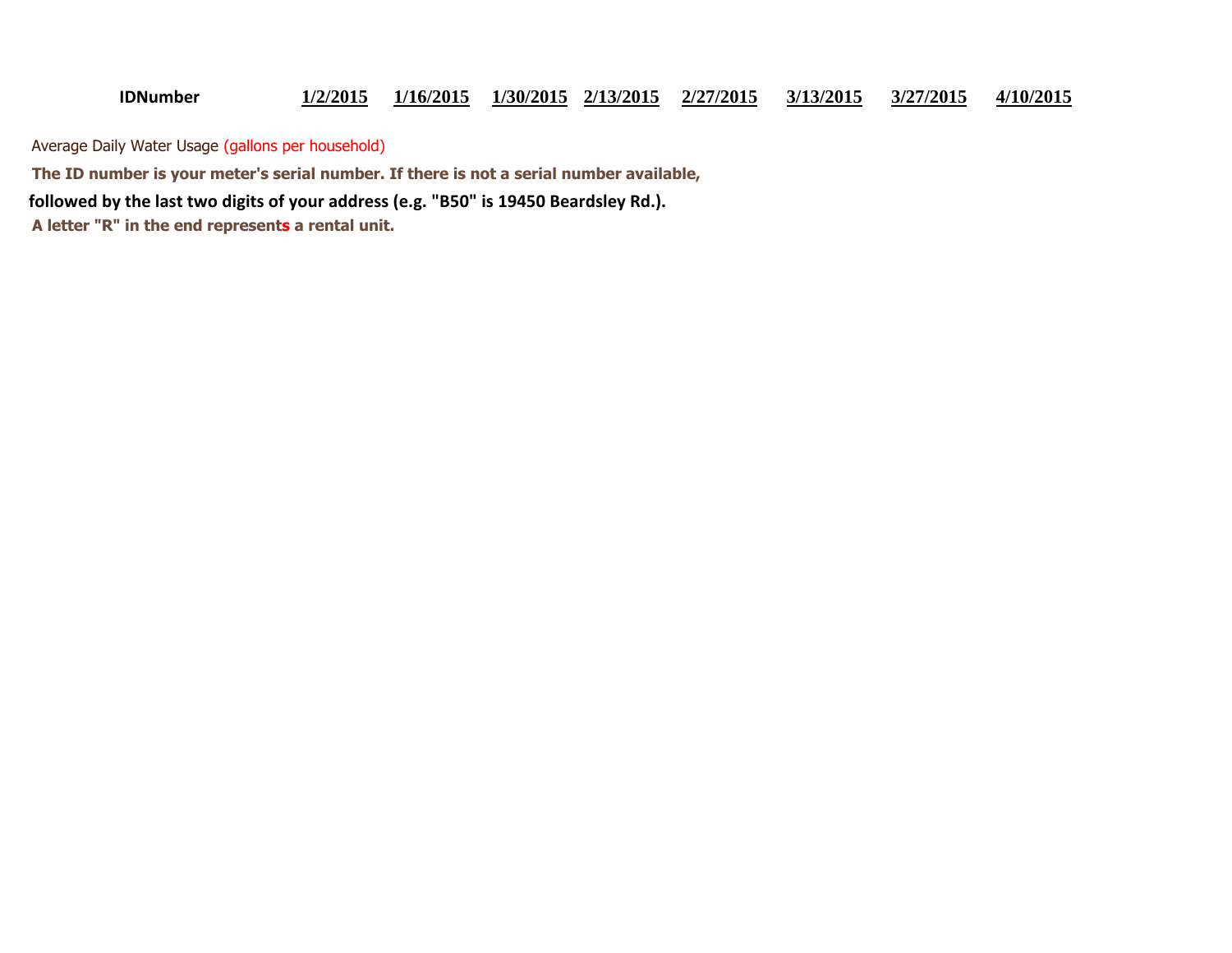| IDNumber | 1/2/2015 | 1/16/2015 | 1/30/2015 | 2/13/2015 | 2/27/2015 | 3/13/2015 | 3/27/2015 | 4/10/2015 |
|---|---|---|---|---|---|---|---|---|

Average Daily Water Usage (gallons per household)

**The ID number is your meter's serial number. If there is not a serial number available,**

**followed by the last two digits of your address (e.g. "B50" is 19450 Beardsley Rd.).**

**A letter "R" in the end represents a rental unit.**